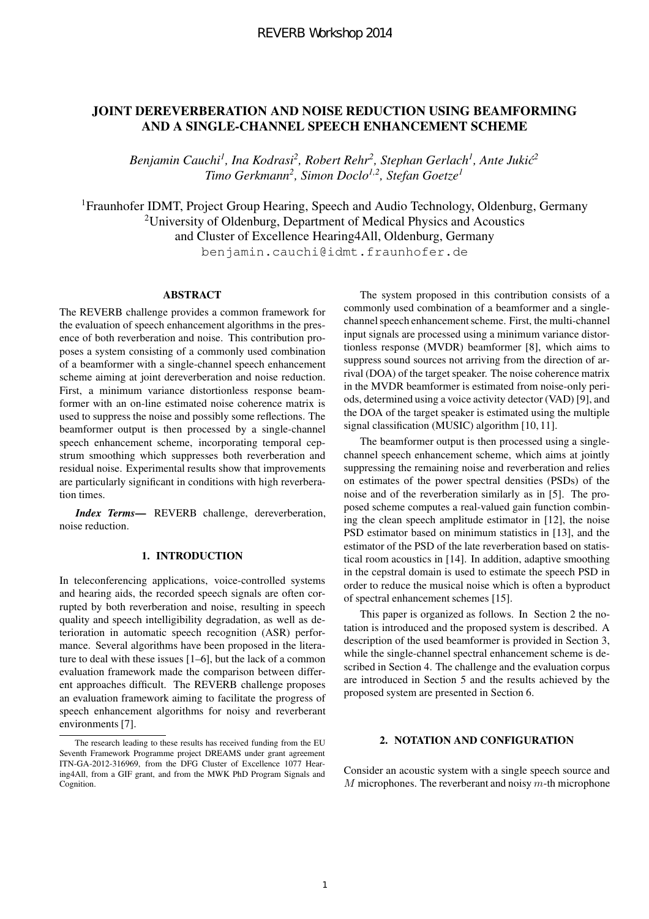# JOINT DEREVERBERATION AND NOISE REDUCTION USING BEAMFORMING AND A SINGLE-CHANNEL SPEECH ENHANCEMENT SCHEME

*Benjamin Cauchi[1], Ina Kodrasi[2], Robert Rehr[2], Stephan Gerlach[1], Ante Jukić[2]*
*Timo Gerkmann[2], Simon Doclo[1,2], Stefan Goetze[1]*

[1]Fraunhofer IDMT, Project Group Hearing, Speech and Audio Technology, Oldenburg, Germany
[2]University of Oldenburg, Department of Medical Physics and Acoustics
and Cluster of Excellence Hearing4All, Oldenburg, Germany
benjamin.cauchi@idmt.fraunhofer.de

## ABSTRACT

The REVERB challenge provides a common framework for the evaluation of speech enhancement algorithms in the presence of both reverberation and noise. This contribution proposes a system consisting of a commonly used combination of a beamformer with a single-channel speech enhancement scheme aiming at joint dereverberation and noise reduction. First, a minimum variance distortionless response beamformer with an on-line estimated noise coherence matrix is used to suppress the noise and possibly some reflections. The beamformer output is then processed by a single-channel speech enhancement scheme, incorporating temporal cepstrum smoothing which suppresses both reverberation and residual noise. Experimental results show that improvements are particularly significant in conditions with high reverberation times.

***Index Terms***— REVERB challenge, dereverberation, noise reduction.

## 1. INTRODUCTION

In teleconferencing applications, voice-controlled systems and hearing aids, the recorded speech signals are often corrupted by both reverberation and noise, resulting in speech quality and speech intelligibility degradation, as well as deterioration in automatic speech recognition (ASR) performance. Several algorithms have been proposed in the literature to deal with these issues [1–6], but the lack of a common evaluation framework made the comparison between different approaches difficult. The REVERB challenge proposes an evaluation framework aiming to facilitate the progress of speech enhancement algorithms for noisy and reverberant environments [7].

The system proposed in this contribution consists of a commonly used combination of a beamformer and a single-channel speech enhancement scheme. First, the multi-channel input signals are processed using a minimum variance distortionless response (MVDR) beamformer [8], which aims to suppress sound sources not arriving from the direction of arrival (DOA) of the target speaker. The noise coherence matrix in the MVDR beamformer is estimated from noise-only periods, determined using a voice activity detector (VAD) [9], and the DOA of the target speaker is estimated using the multiple signal classification (MUSIC) algorithm [10, 11].

The beamformer output is then processed using a single-channel speech enhancement scheme, which aims at jointly suppressing the remaining noise and reverberation and relies on estimates of the power spectral densities (PSDs) of the noise and of the reverberation similarly as in [5]. The proposed scheme computes a real-valued gain function combining the clean speech amplitude estimator in [12], the noise PSD estimator based on minimum statistics in [13], and the estimator of the PSD of the late reverberation based on statistical room acoustics in [14]. In addition, adaptive smoothing in the cepstral domain is used to estimate the speech PSD in order to reduce the musical noise which is often a byproduct of spectral enhancement schemes [15].

This paper is organized as follows. In Section 2 the notation is introduced and the proposed system is described. A description of the used beamformer is provided in Section 3, while the single-channel spectral enhancement scheme is described in Section 4. The challenge and the evaluation corpus are introduced in Section 5 and the results achieved by the proposed system are presented in Section 6.

The research leading to these results has received funding from the EU Seventh Framework Programme project DREAMS under grant agreement ITN-GA-2012-316969, from the DFG Cluster of Excellence 1077 Hearing4All, from a GIF grant, and from the MWK PhD Program Signals and Cognition.

## 2. NOTATION AND CONFIGURATION

Consider an acoustic system with a single speech source and $M$ microphones. The reverberant and noisy $m$-th microphone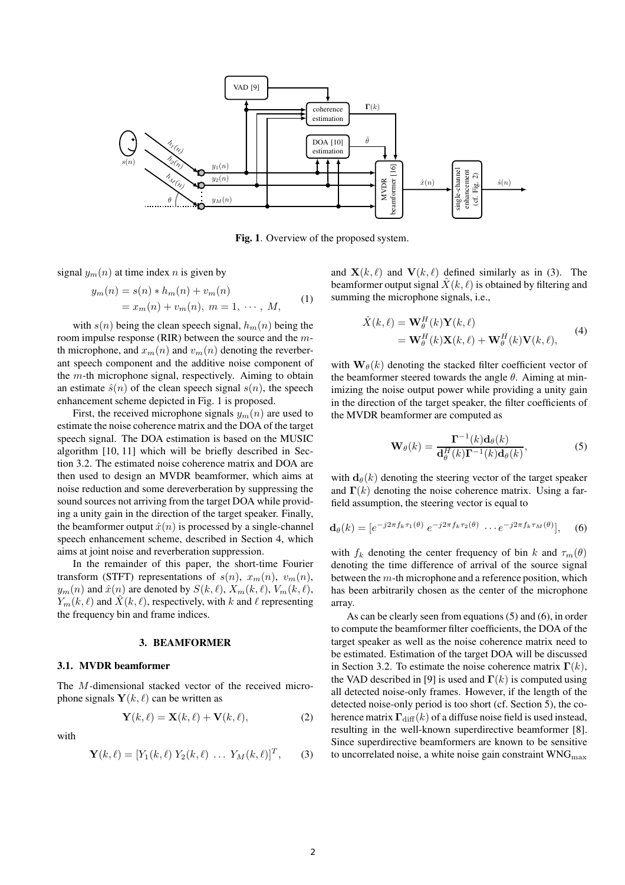**Fig. 1**. Overview of the proposed system.

signal $y_m(n)$ at time index $n$ is given by

$$\begin{aligned} y_m(n) &= s(n) * h_m(n) + v_m(n) \\ &= x_m(n) + v_m(n),\ m = 1,\ \cdots,\ M, \end{aligned} \tag{1}$$

with $s(n)$ being the clean speech signal, $h_m(n)$ being the room impulse response (RIR) between the source and the $m$-th microphone, and $x_m(n)$ and $v_m(n)$ denoting the reverberant speech component and the additive noise component of the $m$-th microphone signal, respectively. Aiming to obtain an estimate $\hat{s}(n)$ of the clean speech signal $s(n)$, the speech enhancement scheme depicted in Fig. 1 is proposed.

First, the received microphone signals $y_m(n)$ are used to estimate the noise coherence matrix and the DOA of the target speech signal. The DOA estimation is based on the MUSIC algorithm [10, 11] which will be briefly described in Section 3.2. The estimated noise coherence matrix and DOA are then used to design an MVDR beamformer, which aims at noise reduction and some dereverberation by suppressing the sound sources not arriving from the target DOA while providing a unity gain in the direction of the target speaker. Finally, the beamformer output $\hat{x}(n)$ is processed by a single-channel speech enhancement scheme, described in Section 4, which aims at joint noise and reverberation suppression.

In the remainder of this paper, the short-time Fourier transform (STFT) representations of $s(n)$, $x_m(n)$, $v_m(n)$, $y_m(n)$ and $\hat{x}(n)$ are denoted by $S(k,\ell)$, $X_m(k,\ell)$, $V_m(k,\ell)$, $Y_m(k,\ell)$ and $\hat{X}(k,\ell)$, respectively, with $k$ and $\ell$ representing the frequency bin and frame indices.

## 3. BEAMFORMER

### 3.1. MVDR beamformer

The $M$-dimensional stacked vector of the received microphone signals $\mathbf{Y}(k,\ell)$ can be written as

$$\mathbf{Y}(k,\ell) = \mathbf{X}(k,\ell) + \mathbf{V}(k,\ell), \tag{2}$$

with

$$\mathbf{Y}(k,\ell) = [Y_1(k,\ell)\ Y_2(k,\ell)\ \ldots\ Y_M(k,\ell)]^T, \tag{3}$$

and $\mathbf{X}(k,\ell)$ and $\mathbf{V}(k,\ell)$ defined similarly as in (3). The beamformer output signal $\hat{X}(k,\ell)$ is obtained by filtering and summing the microphone signals, i.e.,

$$\begin{aligned} \hat{X}(k,\ell) &= \mathbf{W}_\theta^H(k)\mathbf{Y}(k,\ell) \\ &= \mathbf{W}_\theta^H(k)\mathbf{X}(k,\ell) + \mathbf{W}_\theta^H(k)\mathbf{V}(k,\ell), \end{aligned} \tag{4}$$

with $\mathbf{W}_\theta(k)$ denoting the stacked filter coefficient vector of the beamformer steered towards the angle $\theta$. Aiming at minimizing the noise output power while providing a unity gain in the direction of the target speaker, the filter coefficients of the MVDR beamformer are computed as

$$\mathbf{W}_\theta(k) = \frac{\mathbf{\Gamma}^{-1}(k)\mathbf{d}_\theta(k)}{\mathbf{d}_\theta^H(k)\mathbf{\Gamma}^{-1}(k)\mathbf{d}_\theta(k)}, \tag{5}$$

with $\mathbf{d}_\theta(k)$ denoting the steering vector of the target speaker and $\mathbf{\Gamma}(k)$ denoting the noise coherence matrix. Using a far-field assumption, the steering vector is equal to

$$\mathbf{d}_\theta(k) = [e^{-j2\pi f_k \tau_1(\theta)}\ e^{-j2\pi f_k \tau_2(\theta)}\ \cdots e^{-j2\pi f_k \tau_M(\theta)}], \tag{6}$$

with $f_k$ denoting the center frequency of bin $k$ and $\tau_m(\theta)$ denoting the time difference of arrival of the source signal between the $m$-th microphone and a reference position, which has been arbitrarily chosen as the center of the microphone array.

As can be clearly seen from equations (5) and (6), in order to compute the beamformer filter coefficients, the DOA of the target speaker as well as the noise coherence matrix need to be estimated. Estimation of the target DOA will be discussed in Section 3.2. To estimate the noise coherence matrix $\mathbf{\Gamma}(k)$, the VAD described in [9] is used and $\mathbf{\Gamma}(k)$ is computed using all detected noise-only frames. However, if the length of the detected noise-only period is too short (cf. Section 5), the coherence matrix $\mathbf{\Gamma}_{\text{diff}}(k)$ of a diffuse noise field is used instead, resulting in the well-known superdirective beamformer [8]. Since superdirective beamformers are known to be sensitive to uncorrelated noise, a white noise gain constraint $\text{WNG}_{\max}$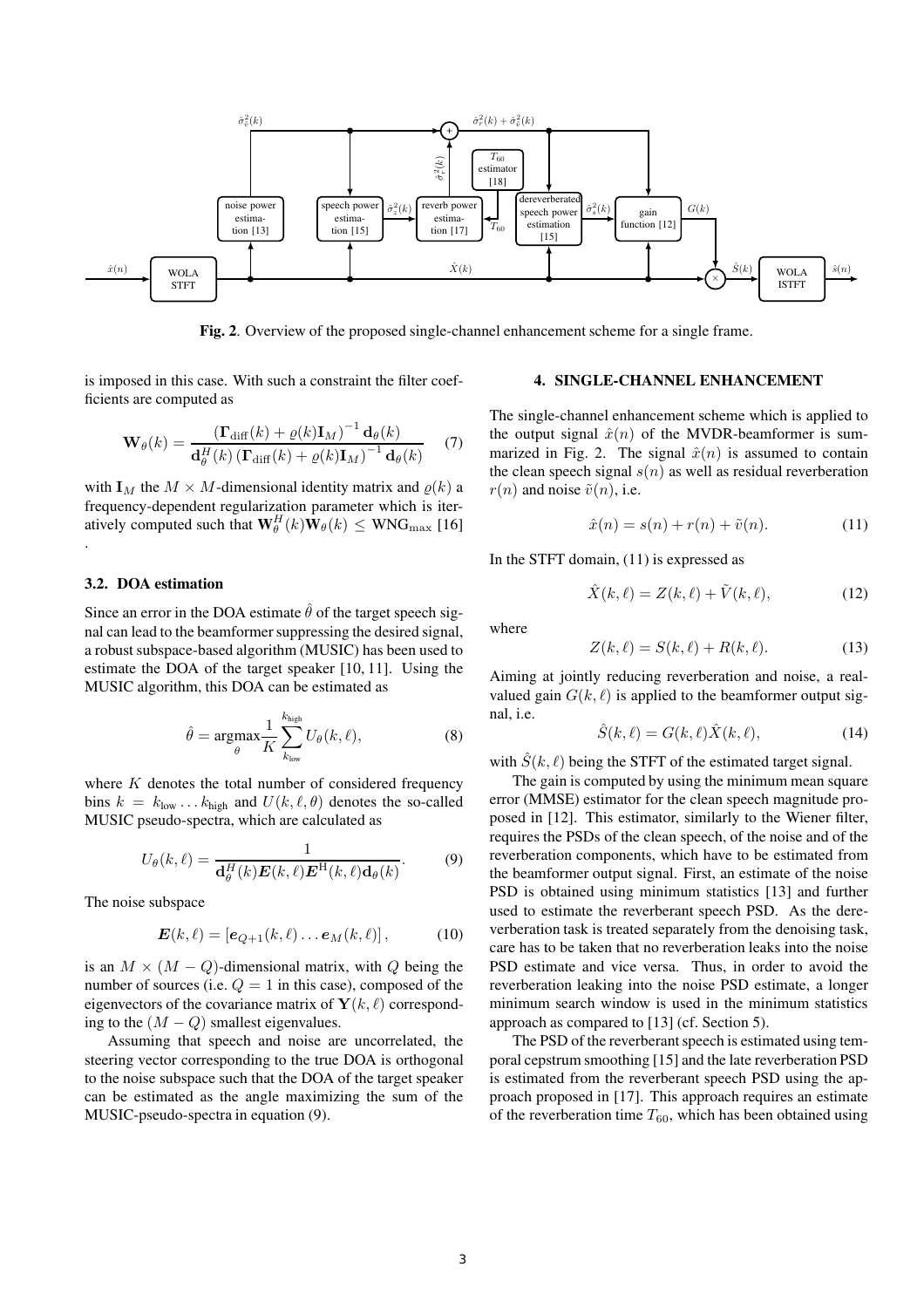**Fig. 2**. Overview of the proposed single-channel enhancement scheme for a single frame.

is imposed in this case. With such a constraint the filter coefficients are computed as

$$\mathbf{W}_\theta(k) = \frac{\left(\mathbf{\Gamma}_{\text{diff}}(k) + \varrho(k)\mathbf{I}_M\right)^{-1} \mathbf{d}_\theta(k)}{\mathbf{d}_\theta^H(k) \left(\mathbf{\Gamma}_{\text{diff}}(k) + \varrho(k)\mathbf{I}_M\right)^{-1} \mathbf{d}_\theta(k)} \quad (7)$$

with $\mathbf{I}_M$ the $M \times M$-dimensional identity matrix and $\varrho(k)$ a frequency-dependent regularization parameter which is iteratively computed such that $\mathbf{W}_\theta^H(k)\mathbf{W}_\theta(k) \leq \text{WNG}_{\max}$ [16] .

### 3.2. DOA estimation

Since an error in the DOA estimate $\hat{\theta}$ of the target speech signal can lead to the beamformer suppressing the desired signal, a robust subspace-based algorithm (MUSIC) has been used to estimate the DOA of the target speaker [10, 11]. Using the MUSIC algorithm, this DOA can be estimated as

$$\hat{\theta} = \underset{\theta}{\text{argmax}} \frac{1}{K} \sum_{k_{\text{low}}}^{k_{\text{high}}} U_\theta(k, \ell), \quad (8)$$

where $K$ denotes the total number of considered frequency bins $k = k_{\text{low}} \dots k_{\text{high}}$ and $U(k, \ell, \theta)$ denotes the so-called MUSIC pseudo-spectra, which are calculated as

$$U_\theta(k, \ell) = \frac{1}{\mathbf{d}_\theta^H(k)\boldsymbol{E}(k, \ell)\boldsymbol{E}^{\text{H}}(k, \ell)\mathbf{d}_\theta(k)}. \quad (9)$$

The noise subspace

$$\boldsymbol{E}(k, \ell) = \left[\boldsymbol{e}_{Q+1}(k, \ell) \dots \boldsymbol{e}_M(k, \ell)\right], \quad (10)$$

is an $M \times (M - Q)$-dimensional matrix, with $Q$ being the number of sources (i.e. $Q = 1$ in this case), composed of the eigenvectors of the covariance matrix of $\mathbf{Y}(k, \ell)$ corresponding to the $(M - Q)$ smallest eigenvalues.

Assuming that speech and noise are uncorrelated, the steering vector corresponding to the true DOA is orthogonal to the noise subspace such that the DOA of the target speaker can be estimated as the angle maximizing the sum of the MUSIC-pseudo-spectra in equation (9).

## 4. SINGLE-CHANNEL ENHANCEMENT

The single-channel enhancement scheme which is applied to the output signal $\hat{x}(n)$ of the MVDR-beamformer is summarized in Fig. 2. The signal $\hat{x}(n)$ is assumed to contain the clean speech signal $s(n)$ as well as residual reverberation $r(n)$ and noise $\tilde{v}(n)$, i.e.

$$\hat{x}(n) = s(n) + r(n) + \tilde{v}(n). \quad (11)$$

In the STFT domain, (11) is expressed as

$$\hat{X}(k, \ell) = Z(k, \ell) + \tilde{V}(k, \ell), \quad (12)$$

where

$$Z(k, \ell) = S(k, \ell) + R(k, \ell). \quad (13)$$

Aiming at jointly reducing reverberation and noise, a real-valued gain $G(k, \ell)$ is applied to the beamformer output signal, i.e.

$$\hat{S}(k, \ell) = G(k, \ell)\hat{X}(k, \ell), \quad (14)$$

with $\hat{S}(k, \ell)$ being the STFT of the estimated target signal.

The gain is computed by using the minimum mean square error (MMSE) estimator for the clean speech magnitude proposed in [12]. This estimator, similarly to the Wiener filter, requires the PSDs of the clean speech, of the noise and of the reverberation components, which have to be estimated from the beamformer output signal. First, an estimate of the noise PSD is obtained using minimum statistics [13] and further used to estimate the reverberant speech PSD. As the dereverberation task is treated separately from the denoising task, care has to be taken that no reverberation leaks into the noise PSD estimate and vice versa. Thus, in order to avoid the reverberation leaking into the noise PSD estimate, a longer minimum search window is used in the minimum statistics approach as compared to [13] (cf. Section 5).

The PSD of the reverberant speech is estimated using temporal cepstrum smoothing [15] and the late reverberation PSD is estimated from the reverberant speech PSD using the approach proposed in [17]. This approach requires an estimate of the reverberation time $T_{60}$, which has been obtained using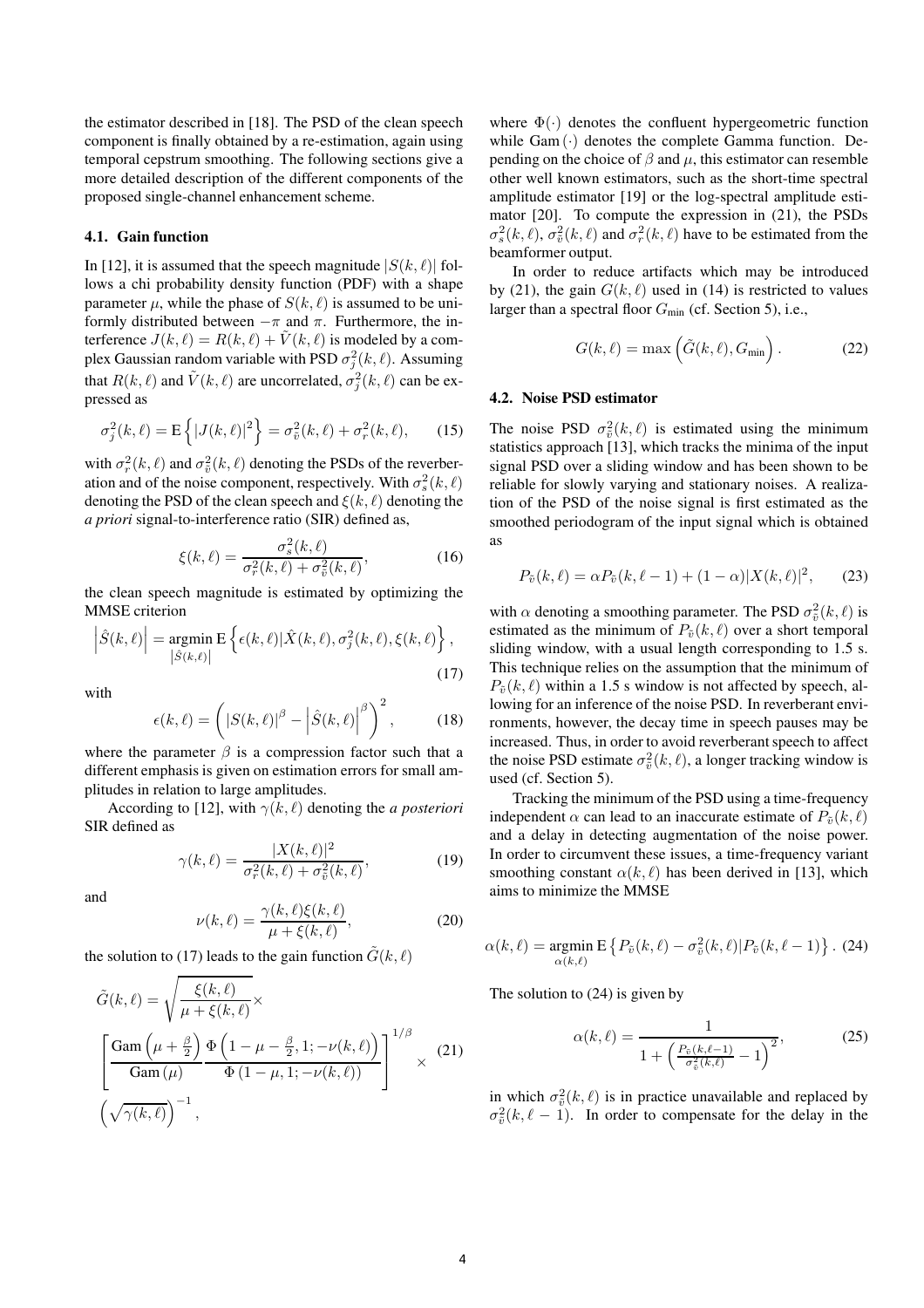the estimator described in [18]. The PSD of the clean speech component is finally obtained by a re-estimation, again using temporal cepstrum smoothing. The following sections give a more detailed description of the different components of the proposed single-channel enhancement scheme.

### 4.1. Gain function

In [12], it is assumed that the speech magnitude $|S(k,\ell)|$ follows a chi probability density function (PDF) with a shape parameter $\mu$, while the phase of $S(k,\ell)$ is assumed to be uniformly distributed between $-\pi$ and $\pi$. Furthermore, the interference $J(k,\ell) = R(k,\ell) + \tilde{V}(k,\ell)$ is modeled by a complex Gaussian random variable with PSD $\sigma_j^2(k,\ell)$. Assuming that $R(k,\ell)$ and $\tilde{V}(k,\ell)$ are uncorrelated, $\sigma_j^2(k,\ell)$ can be expressed as

$$\sigma_j^2(k,\ell) = \mathrm{E}\left\{|J(k,\ell)|^2\right\} = \sigma_{\tilde{v}}^2(k,\ell) + \sigma_r^2(k,\ell), \tag{15}$$

with $\sigma_r^2(k,\ell)$ and $\sigma_{\tilde{v}}^2(k,\ell)$ denoting the PSDs of the reverberation and of the noise component, respectively. With $\sigma_s^2(k,\ell)$ denoting the PSD of the clean speech and $\xi(k,\ell)$ denoting the *a priori* signal-to-interference ratio (SIR) defined as,

$$\xi(k,\ell) = \frac{\sigma_s^2(k,\ell)}{\sigma_r^2(k,\ell) + \sigma_{\tilde{v}}^2(k,\ell)}, \tag{16}$$

the clean speech magnitude is estimated by optimizing the MMSE criterion

$$\left|\hat{S}(k,\ell)\right| = \underset{\left|\hat{S}(k,\ell)\right|}{\operatorname{argmin}}\, \mathrm{E}\left\{\epsilon(k,\ell)|\hat{X}(k,\ell), \sigma_j^2(k,\ell), \xi(k,\ell)\right\}, \tag{17}$$

with

$$\epsilon(k,\ell) = \left(|S(k,\ell)|^\beta - \left|\hat{S}(k,\ell)\right|^\beta\right)^2, \tag{18}$$

where the parameter $\beta$ is a compression factor such that a different emphasis is given on estimation errors for small amplitudes in relation to large amplitudes.

According to [12], with $\gamma(k,\ell)$ denoting the *a posteriori* SIR defined as

$$\gamma(k,\ell) = \frac{|X(k,\ell)|^2}{\sigma_r^2(k,\ell) + \sigma_{\tilde{v}}^2(k,\ell)}, \tag{19}$$

and

$$\nu(k,\ell) = \frac{\gamma(k,\ell)\xi(k,\ell)}{\mu + \xi(k,\ell)}, \tag{20}$$

the solution to (17) leads to the gain function $\tilde{G}(k,\ell)$

$$\tilde{G}(k,\ell) = \sqrt{\frac{\xi(k,\ell)}{\mu + \xi(k,\ell)}} \times \left[\frac{\mathrm{Gam}\left(\mu + \frac{\beta}{2}\right)}{\mathrm{Gam}\left(\mu\right)} \frac{\Phi\left(1 - \mu - \frac{\beta}{2}, 1; -\nu(k,\ell)\right)}{\Phi\left(1 - \mu, 1; -\nu(k,\ell)\right)}\right]^{1/\beta} \times \left(\sqrt{\gamma(k,\ell)}\right)^{-1}, \tag{21}$$

where $\Phi(\cdot)$ denotes the confluent hypergeometric function while $\mathrm{Gam}(\cdot)$ denotes the complete Gamma function. Depending on the choice of $\beta$ and $\mu$, this estimator can resemble other well known estimators, such as the short-time spectral amplitude estimator [19] or the log-spectral amplitude estimator [20]. To compute the expression in (21), the PSDs $\sigma_s^2(k,\ell)$, $\sigma_{\tilde{v}}^2(k,\ell)$ and $\sigma_r^2(k,\ell)$ have to be estimated from the beamformer output.

In order to reduce artifacts which may be introduced by (21), the gain $G(k,\ell)$ used in (14) is restricted to values larger than a spectral floor $G_{\text{min}}$ (cf. Section 5), i.e.,

$$G(k,\ell) = \max\left(\tilde{G}(k,\ell), G_{\text{min}}\right). \tag{22}$$

### 4.2. Noise PSD estimator

The noise PSD $\sigma_{\tilde{v}}^2(k,\ell)$ is estimated using the minimum statistics approach [13], which tracks the minima of the input signal PSD over a sliding window and has been shown to be reliable for slowly varying and stationary noises. A realization of the PSD of the noise signal is first estimated as the smoothed periodogram of the input signal which is obtained as

$$P_{\tilde{v}}(k,\ell) = \alpha P_{\tilde{v}}(k,\ell-1) + (1-\alpha)|X(k,\ell)|^2, \tag{23}$$

with $\alpha$ denoting a smoothing parameter. The PSD $\sigma_{\tilde{v}}^2(k,\ell)$ is estimated as the minimum of $P_{\tilde{v}}(k,\ell)$ over a short temporal sliding window, with a usual length corresponding to 1.5 s. This technique relies on the assumption that the minimum of $P_{\tilde{v}}(k,\ell)$ within a 1.5 s window is not affected by speech, allowing for an inference of the noise PSD. In reverberant environments, however, the decay time in speech pauses may be increased. Thus, in order to avoid reverberant speech to affect the noise PSD estimate $\sigma_{\tilde{v}}^2(k,\ell)$, a longer tracking window is used (cf. Section 5).

Tracking the minimum of the PSD using a time-frequency independent $\alpha$ can lead to an inaccurate estimate of $P_{\tilde{v}}(k,\ell)$ and a delay in detecting augmentation of the noise power. In order to circumvent these issues, a time-frequency variant smoothing constant $\alpha(k,\ell)$ has been derived in [13], which aims to minimize the MMSE

$$\alpha(k,\ell) = \underset{\alpha(k,\ell)}{\operatorname{argmin}}\, \mathrm{E}\left\{P_{\tilde{v}}(k,\ell) - \sigma_{\tilde{v}}^2(k,\ell)|P_{\tilde{v}}(k,\ell-1)\right\}. \tag{24}$$

The solution to (24) is given by

$$\alpha(k,\ell) = \frac{1}{1 + \left(\frac{P_{\tilde{v}}(k,\ell-1)}{\sigma_{\tilde{v}}^2(k,\ell)} - 1\right)^2}, \tag{25}$$

in which $\sigma_{\tilde{v}}^2(k,\ell)$ is in practice unavailable and replaced by $\sigma_{\tilde{v}}^2(k,\ell-1)$. In order to compensate for the delay in the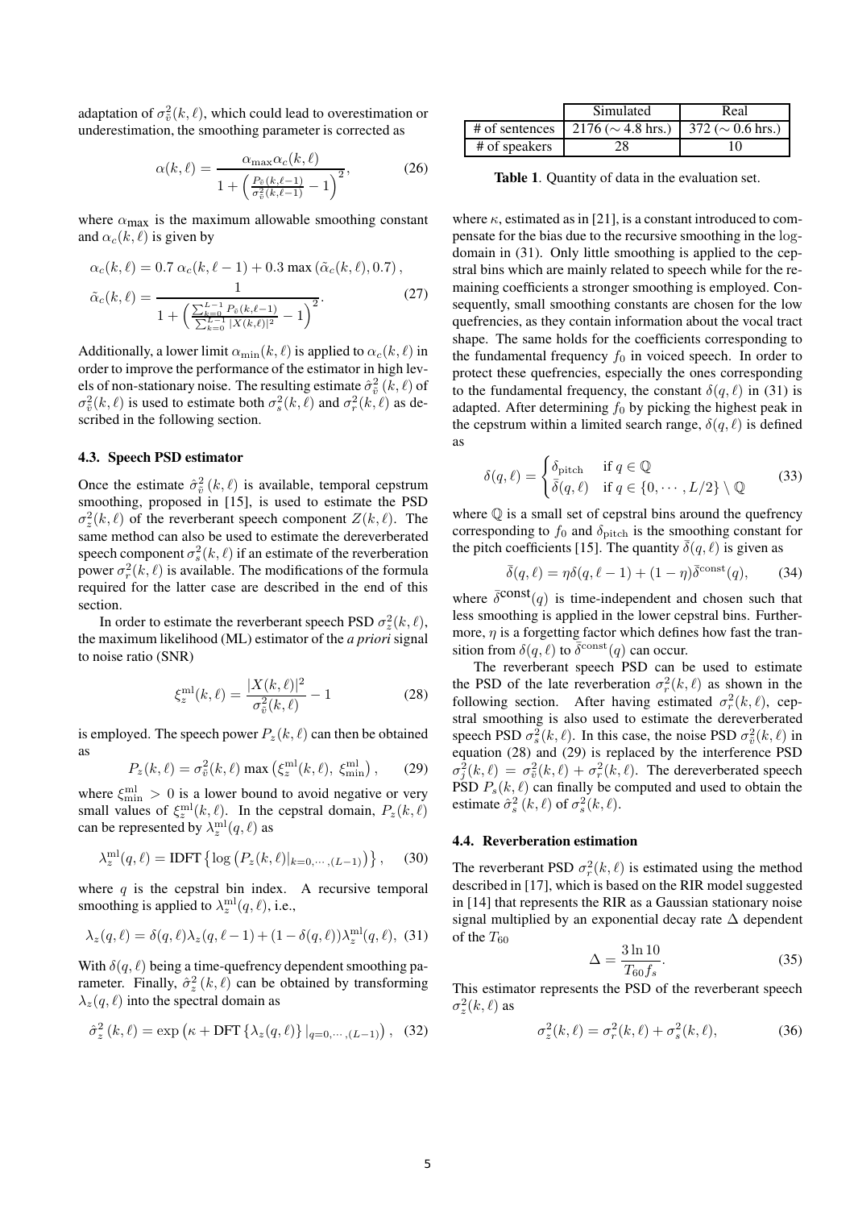adaptation of $\sigma_{\tilde{v}}^2(k,\ell)$, which could lead to overestimation or underestimation, the smoothing parameter is corrected as

$$\alpha(k,\ell) = \frac{\alpha_{\max}\alpha_c(k,\ell)}{1+\left(\frac{P_{\tilde{v}}(k,\ell-1)}{\sigma_{\tilde{v}}^2(k,\ell-1)}-1\right)^2}, \tag{26}$$

where $\alpha_{\max}$ is the maximum allowable smoothing constant and $\alpha_c(k,\ell)$ is given by

$$\alpha_c(k,\ell) = 0.7\,\alpha_c(k,\ell-1) + 0.3\max\left(\tilde{\alpha}_c(k,\ell), 0.7\right),$$
$$\tilde{\alpha}_c(k,\ell) = \frac{1}{1+\left(\frac{\sum_{k=0}^{L-1}P_{\tilde{v}}(k,\ell-1)}{\sum_{k=0}^{L-1}|X(k,\ell)|^2}-1\right)^2}. \tag{27}$$

Additionally, a lower limit $\alpha_{\min}(k,\ell)$ is applied to $\alpha_c(k,\ell)$ in order to improve the performance of the estimator in high levels of non-stationary noise. The resulting estimate $\hat{\sigma}_{\tilde{v}}^2(k,\ell)$ of $\sigma_{\tilde{v}}^2(k,\ell)$ is used to estimate both $\sigma_s^2(k,\ell)$ and $\sigma_r^2(k,\ell)$ as described in the following section.

### 4.3. Speech PSD estimator

Once the estimate $\hat{\sigma}_{\tilde{v}}^2(k,\ell)$ is available, temporal cepstrum smoothing, proposed in [15], is used to estimate the PSD $\sigma_z^2(k,\ell)$ of the reverberant speech component $Z(k,\ell)$. The same method can also be used to estimate the dereverberated speech component $\sigma_s^2(k,\ell)$ if an estimate of the reverberation power $\sigma_r^2(k,\ell)$ is available. The modifications of the formula required for the latter case are described in the end of this section.

In order to estimate the reverberant speech PSD $\sigma_z^2(k,\ell)$, the maximum likelihood (ML) estimator of the *a priori* signal to noise ratio (SNR)

$$\xi_z^{\mathrm{ml}}(k,\ell) = \frac{|X(k,\ell)|^2}{\sigma_{\tilde{v}}^2(k,\ell)} - 1 \tag{28}$$

is employed. The speech power $P_z(k,\ell)$ can then be obtained as

$$P_z(k,\ell) = \sigma_{\tilde{v}}^2(k,\ell)\max\left(\xi_z^{\mathrm{ml}}(k,\ell),\ \xi_{\min}^{\mathrm{ml}}\right), \tag{29}$$

where $\xi_{\min}^{\mathrm{ml}} > 0$ is a lower bound to avoid negative or very small values of $\xi_z^{\mathrm{ml}}(k,\ell)$. In the cepstral domain, $P_z(k,\ell)$ can be represented by $\lambda_z^{\mathrm{ml}}(q,\ell)$ as

$$\lambda_z^{\mathrm{ml}}(q,\ell) = \mathrm{IDFT}\left\{\log\left(P_z(k,\ell)|_{k=0,\cdots,(L-1)}\right)\right\}, \tag{30}$$

where $q$ is the cepstral bin index. A recursive temporal smoothing is applied to $\lambda_z^{\mathrm{ml}}(q,\ell)$, i.e.,

$$\lambda_z(q,\ell) = \delta(q,\ell)\lambda_z(q,\ell-1) + (1-\delta(q,\ell))\lambda_z^{\mathrm{ml}}(q,\ell), \tag{31}$$

With $\delta(q,\ell)$ being a time-quefrency dependent smoothing parameter. Finally, $\hat{\sigma}_z^2(k,\ell)$ can be obtained by transforming $\lambda_z(q,\ell)$ into the spectral domain as

$$\hat{\sigma}_z^2(k,\ell) = \exp\left(\kappa + \mathrm{DFT}\left\{\lambda_z(q,\ell)\right\}|_{q=0,\cdots,(L-1)}\right), \tag{32}$$

| | Simulated | Real |
|---|---|---|
| # of sentences | 2176 ($\sim$ 4.8 hrs.) | 372 ($\sim$ 0.6 hrs.) |
| # of speakers | 28 | 10 |

**Table 1**. Quantity of data in the evaluation set.

where $\kappa$, estimated as in [21], is a constant introduced to compensate for the bias due to the recursive smoothing in the $\log$-domain in (31). Only little smoothing is applied to the cepstral bins which are mainly related to speech while for the remaining coefficients a stronger smoothing is employed. Consequently, small smoothing constants are chosen for the low quefrencies, as they contain information about the vocal tract shape. The same holds for the coefficients corresponding to the fundamental frequency $f_0$ in voiced speech. In order to protect these quefrencies, especially the ones corresponding to the fundamental frequency, the constant $\delta(q,\ell)$ in (31) is adapted. After determining $f_0$ by picking the highest peak in the cepstrum within a limited search range, $\delta(q,\ell)$ is defined as

$$\delta(q,\ell) = \begin{cases}\delta_{\mathrm{pitch}} & \text{if } q \in \mathbb{Q} \\ \bar{\delta}(q,\ell) & \text{if } q \in \{0,\cdots,L/2\}\setminus\mathbb{Q}\end{cases} \tag{33}$$

where $\mathbb{Q}$ is a small set of cepstral bins around the quefrency corresponding to $f_0$ and $\delta_{\mathrm{pitch}}$ is the smoothing constant for the pitch coefficients [15]. The quantity $\bar{\delta}(q,\ell)$ is given as

$$\bar{\delta}(q,\ell) = \eta\delta(q,\ell-1) + (1-\eta)\bar{\delta}^{\mathrm{const}}(q), \tag{34}$$

where $\bar{\delta}^{\mathrm{const}}(q)$ is time-independent and chosen such that less smoothing is applied in the lower cepstral bins. Furthermore, $\eta$ is a forgetting factor which defines how fast the transition from $\delta(q,\ell)$ to $\bar{\delta}^{\mathrm{const}}(q)$ can occur.

The reverberant speech PSD can be used to estimate the PSD of the late reverberation $\sigma_r^2(k,\ell)$ as shown in the following section. After having estimated $\sigma_r^2(k,\ell)$, cepstral smoothing is also used to estimate the dereverberated speech PSD $\sigma_s^2(k,\ell)$. In this case, the noise PSD $\sigma_{\tilde{v}}^2(k,\ell)$ in equation (28) and (29) is replaced by the interference PSD $\sigma_j^2(k,\ell) = \sigma_{\tilde{v}}^2(k,\ell) + \sigma_r^2(k,\ell)$. The dereverberated speech PSD $P_s(k,\ell)$ can finally be computed and used to obtain the estimate $\hat{\sigma}_s^2(k,\ell)$ of $\sigma_s^2(k,\ell)$.

### 4.4. Reverberation estimation

The reverberant PSD $\sigma_r^2(k,\ell)$ is estimated using the method described in [17], which is based on the RIR model suggested in [14] that represents the RIR as a Gaussian stationary noise signal multiplied by an exponential decay rate $\Delta$ dependent of the $T_{60}$

$$\Delta = \frac{3\ln 10}{T_{60}f_s}. \tag{35}$$

This estimator represents the PSD of the reverberant speech $\sigma_z^2(k,\ell)$ as

$$\sigma_z^2(k,\ell) = \sigma_r^2(k,\ell) + \sigma_s^2(k,\ell), \tag{36}$$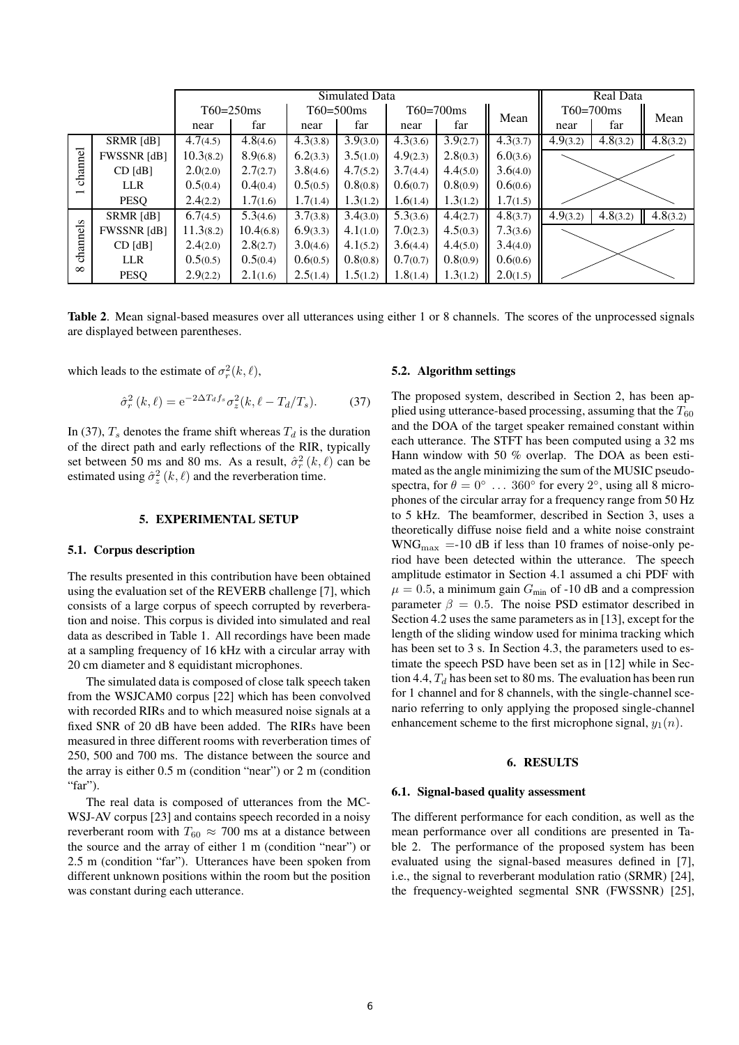| | | Simulated Data | | | | | | | Real Data | | |
|---|---|---|---|---|---|---|---|---|---|---|---|
| | | T60=250ms | | T60=500ms | | T60=700ms | | Mean | T60=700ms | | Mean |
| | | near | far | near | far | near | far | | near | far | |
| 1 channel | SRMR [dB] | 4.7(4.5) | 4.8(4.6) | 4.3(3.8) | 3.9(3.0) | 4.3(3.6) | 3.9(2.7) | 4.3(3.7) | 4.9(3.2) | 4.8(3.2) | 4.8(3.2) |
| | FWSSNR [dB] | 10.3(8.2) | 8.9(6.8) | 6.2(3.3) | 3.5(1.0) | 4.9(2.3) | 2.8(0.3) | 6.0(3.6) | | | |
| | CD [dB] | 2.0(2.0) | 2.7(2.7) | 3.8(4.6) | 4.7(5.2) | 3.7(4.4) | 4.4(5.0) | 3.6(4.0) | | | |
| | LLR | 0.5(0.4) | 0.4(0.4) | 0.5(0.5) | 0.8(0.8) | 0.6(0.7) | 0.8(0.9) | 0.6(0.6) | | | |
| | PESQ | 2.4(2.2) | 1.7(1.6) | 1.7(1.4) | 1.3(1.2) | 1.6(1.4) | 1.3(1.2) | 1.7(1.5) | | | |
| 8 channels | SRMR [dB] | 6.7(4.5) | 5.3(4.6) | 3.7(3.8) | 3.4(3.0) | 5.3(3.6) | 4.4(2.7) | 4.8(3.7) | 4.9(3.2) | 4.8(3.2) | 4.8(3.2) |
| | FWSSNR [dB] | 11.3(8.2) | 10.4(6.8) | 6.9(3.3) | 4.1(1.0) | 7.0(2.3) | 4.5(0.3) | 7.3(3.6) | | | |
| | CD [dB] | 2.4(2.0) | 2.8(2.7) | 3.0(4.6) | 4.1(5.2) | 3.6(4.4) | 4.4(5.0) | 3.4(4.0) | | | |
| | LLR | 0.5(0.5) | 0.5(0.4) | 0.6(0.5) | 0.8(0.8) | 0.7(0.7) | 0.8(0.9) | 0.6(0.6) | | | |
| | PESQ | 2.9(2.2) | 2.1(1.6) | 2.5(1.4) | 1.5(1.2) | 1.8(1.4) | 1.3(1.2) | 2.0(1.5) | | | |

**Table 2**. Mean signal-based measures over all utterances using either 1 or 8 channels. The scores of the unprocessed signals are displayed between parentheses.

which leads to the estimate of $\sigma_r^2(k, \ell)$,

$$\hat{\sigma}_r^2\,(k, \ell) = \mathrm{e}^{-2\Delta T_d f_s} \sigma_z^2(k, \ell - T_d/T_s). \tag{37}$$

In (37), $T_s$ denotes the frame shift whereas $T_d$ is the duration of the direct path and early reflections of the RIR, typically set between 50 ms and 80 ms. As a result, $\hat{\sigma}_r^2\,(k, \ell)$ can be estimated using $\hat{\sigma}_z^2\,(k, \ell)$ and the reverberation time.

## 5. EXPERIMENTAL SETUP

### 5.1. Corpus description

The results presented in this contribution have been obtained using the evaluation set of the REVERB challenge [7], which consists of a large corpus of speech corrupted by reverberation and noise. This corpus is divided into simulated and real data as described in Table 1. All recordings have been made at a sampling frequency of 16 kHz with a circular array with 20 cm diameter and 8 equidistant microphones.

The simulated data is composed of close talk speech taken from the WSJCAM0 corpus [22] which has been convolved with recorded RIRs and to which measured noise signals at a fixed SNR of 20 dB have been added. The RIRs have been measured in three different rooms with reverberation times of 250, 500 and 700 ms. The distance between the source and the array is either 0.5 m (condition "near") or 2 m (condition "far").

The real data is composed of utterances from the MC-WSJ-AV corpus [23] and contains speech recorded in a noisy reverberant room with $T_{60} \approx 700$ ms at a distance between the source and the array of either 1 m (condition "near") or 2.5 m (condition "far"). Utterances have been spoken from different unknown positions within the room but the position was constant during each utterance.

### 5.2. Algorithm settings

The proposed system, described in Section 2, has been applied using utterance-based processing, assuming that the $T_{60}$ and the DOA of the target speaker remained constant within each utterance. The STFT has been computed using a 32 ms Hann window with 50 % overlap. The DOA as been estimated as the angle minimizing the sum of the MUSIC pseudo-spectra, for $\theta = 0^\circ \ \ldots \ 360^\circ$ for every $2^\circ$, using all 8 microphones of the circular array for a frequency range from 50 Hz to 5 kHz. The beamformer, described in Section 3, uses a theoretically diffuse noise field and a white noise constraint $\mathrm{WNG}_{\max}$ =-10 dB if less than 10 frames of noise-only period have been detected within the utterance. The speech amplitude estimator in Section 4.1 assumed a chi PDF with $\mu = 0.5$, a minimum gain $G_{\min}$ of -10 dB and a compression parameter $\beta = 0.5$. The noise PSD estimator described in Section 4.2 uses the same parameters as in [13], except for the length of the sliding window used for minima tracking which has been set to 3 s. In Section 4.3, the parameters used to estimate the speech PSD have been set as in [12] while in Section 4.4, $T_d$ has been set to 80 ms. The evaluation has been run for 1 channel and for 8 channels, with the single-channel scenario referring to only applying the proposed single-channel enhancement scheme to the first microphone signal, $y_1(n)$.

## 6. RESULTS

### 6.1. Signal-based quality assessment

The different performance for each condition, as well as the mean performance over all conditions are presented in Table 2. The performance of the proposed system has been evaluated using the signal-based measures defined in [7], i.e., the signal to reverberant modulation ratio (SRMR) [24], the frequency-weighted segmental SNR (FWSSNR) [25],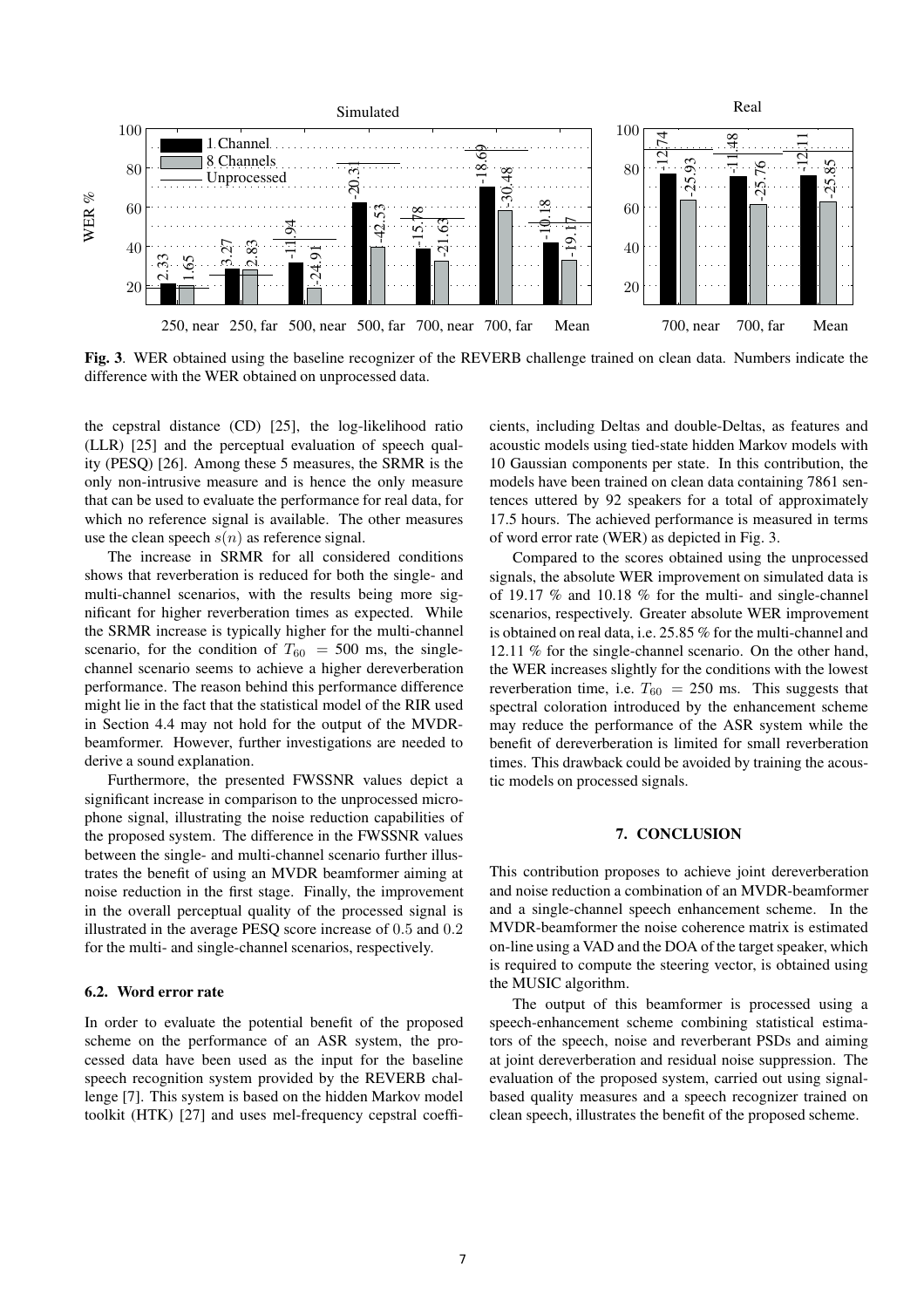**Fig. 3**. WER obtained using the baseline recognizer of the REVERB challenge trained on clean data. Numbers indicate the difference with the WER obtained on unprocessed data.

the cepstral distance (CD) [25], the log-likelihood ratio (LLR) [25] and the perceptual evaluation of speech quality (PESQ) [26]. Among these 5 measures, the SRMR is the only non-intrusive measure and is hence the only measure that can be used to evaluate the performance for real data, for which no reference signal is available. The other measures use the clean speech $s(n)$ as reference signal.

The increase in SRMR for all considered conditions shows that reverberation is reduced for both the single- and multi-channel scenarios, with the results being more significant for higher reverberation times as expected. While the SRMR increase is typically higher for the multi-channel scenario, for the condition of $T_{60} = 500$ ms, the single-channel scenario seems to achieve a higher dereverberation performance. The reason behind this performance difference might lie in the fact that the statistical model of the RIR used in Section 4.4 may not hold for the output of the MVDR-beamformer. However, further investigations are needed to derive a sound explanation.

Furthermore, the presented FWSSNR values depict a significant increase in comparison to the unprocessed microphone signal, illustrating the noise reduction capabilities of the proposed system. The difference in the FWSSNR values between the single- and multi-channel scenario further illustrates the benefit of using an MVDR beamformer aiming at noise reduction in the first stage. Finally, the improvement in the overall perceptual quality of the processed signal is illustrated in the average PESQ score increase of $0.5$ and $0.2$ for the multi- and single-channel scenarios, respectively.

### 6.2. Word error rate

In order to evaluate the potential benefit of the proposed scheme on the performance of an ASR system, the processed data have been used as the input for the baseline speech recognition system provided by the REVERB challenge [7]. This system is based on the hidden Markov model toolkit (HTK) [27] and uses mel-frequency cepstral coefficients, including Deltas and double-Deltas, as features and acoustic models using tied-state hidden Markov models with 10 Gaussian components per state. In this contribution, the models have been trained on clean data containing 7861 sentences uttered by 92 speakers for a total of approximately 17.5 hours. The achieved performance is measured in terms of word error rate (WER) as depicted in Fig. 3.

Compared to the scores obtained using the unprocessed signals, the absolute WER improvement on simulated data is of 19.17 % and 10.18 % for the multi- and single-channel scenarios, respectively. Greater absolute WER improvement is obtained on real data, i.e. 25.85 % for the multi-channel and 12.11 % for the single-channel scenario. On the other hand, the WER increases slightly for the conditions with the lowest reverberation time, i.e. $T_{60} = 250$ ms. This suggests that spectral coloration introduced by the enhancement scheme may reduce the performance of the ASR system while the benefit of dereverberation is limited for small reverberation times. This drawback could be avoided by training the acoustic models on processed signals.

## 7. CONCLUSION

This contribution proposes to achieve joint dereverberation and noise reduction a combination of an MVDR-beamformer and a single-channel speech enhancement scheme. In the MVDR-beamformer the noise coherence matrix is estimated on-line using a VAD and the DOA of the target speaker, which is required to compute the steering vector, is obtained using the MUSIC algorithm.

The output of this beamformer is processed using a speech-enhancement scheme combining statistical estimators of the speech, noise and reverberant PSDs and aiming at joint dereverberation and residual noise suppression. The evaluation of the proposed system, carried out using signal-based quality measures and a speech recognizer trained on clean speech, illustrates the benefit of the proposed scheme.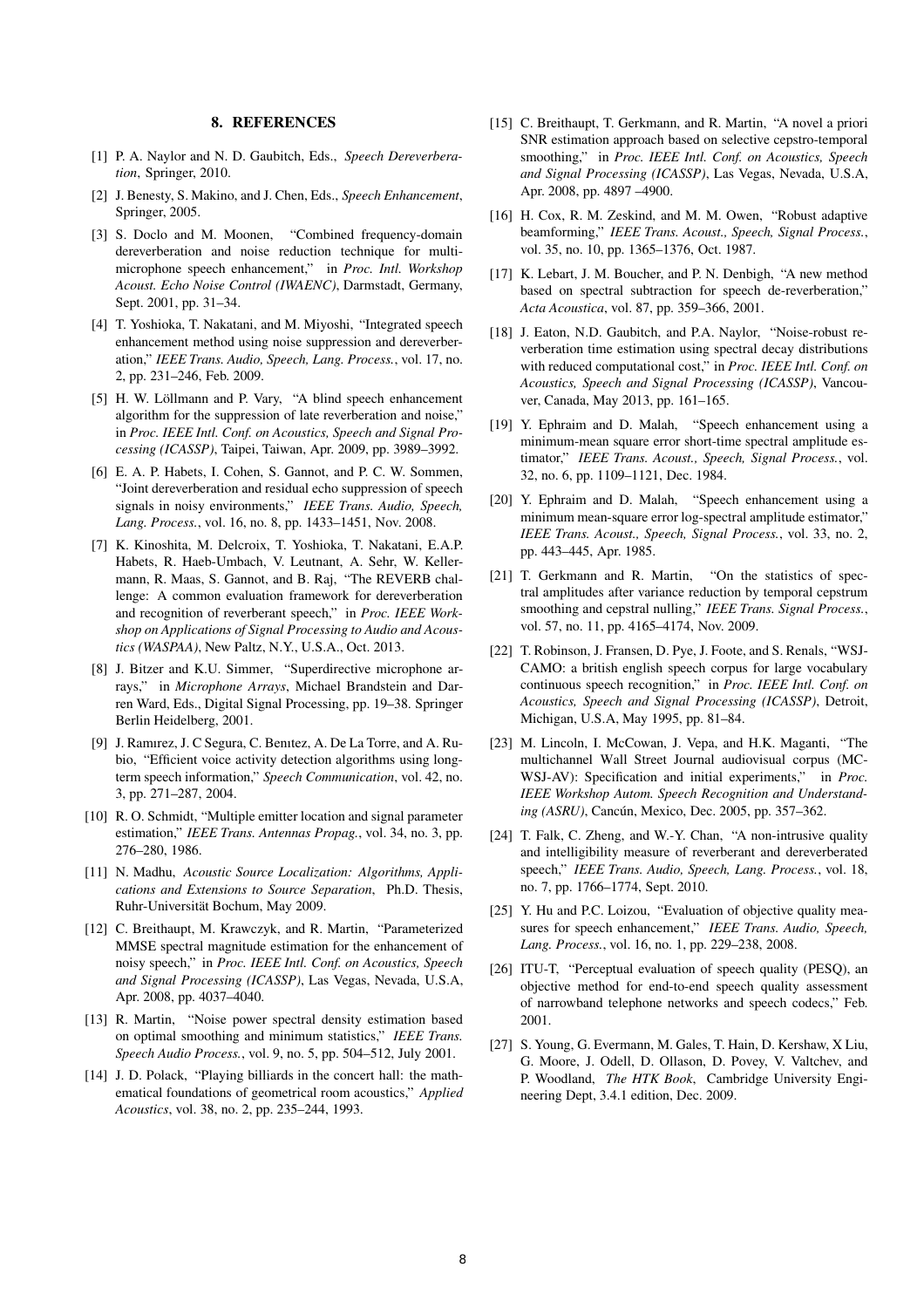## 8. REFERENCES

[1] P. A. Naylor and N. D. Gaubitch, Eds., *Speech Dereverberation*, Springer, 2010.

[2] J. Benesty, S. Makino, and J. Chen, Eds., *Speech Enhancement*, Springer, 2005.

[3] S. Doclo and M. Moonen, "Combined frequency-domain dereverberation and noise reduction technique for multi-microphone speech enhancement," in *Proc. Intl. Workshop Acoust. Echo Noise Control (IWAENC)*, Darmstadt, Germany, Sept. 2001, pp. 31–34.

[4] T. Yoshioka, T. Nakatani, and M. Miyoshi, "Integrated speech enhancement method using noise suppression and dereverberation," *IEEE Trans. Audio, Speech, Lang. Process.*, vol. 17, no. 2, pp. 231–246, Feb. 2009.

[5] H. W. Löllmann and P. Vary, "A blind speech enhancement algorithm for the suppression of late reverberation and noise," in *Proc. IEEE Intl. Conf. on Acoustics, Speech and Signal Processing (ICASSP)*, Taipei, Taiwan, Apr. 2009, pp. 3989–3992.

[6] E. A. P. Habets, I. Cohen, S. Gannot, and P. C. W. Sommen, "Joint dereverberation and residual echo suppression of speech signals in noisy environments," *IEEE Trans. Audio, Speech, Lang. Process.*, vol. 16, no. 8, pp. 1433–1451, Nov. 2008.

[7] K. Kinoshita, M. Delcroix, T. Yoshioka, T. Nakatani, E.A.P. Habets, R. Haeb-Umbach, V. Leutnant, A. Sehr, W. Kellermann, R. Maas, S. Gannot, and B. Raj, "The REVERB challenge: A common evaluation framework for dereverberation and recognition of reverberant speech," in *Proc. IEEE Workshop on Applications of Signal Processing to Audio and Acoustics (WASPAA)*, New Paltz, N.Y., U.S.A., Oct. 2013.

[8] J. Bitzer and K.U. Simmer, "Superdirective microphone arrays," in *Microphone Arrays*, Michael Brandstein and Darren Ward, Eds., Digital Signal Processing, pp. 19–38. Springer Berlin Heidelberg, 2001.

[9] J. Ramırez, J. C Segura, C. Benıtez, A. De La Torre, and A. Rubio, "Efficient voice activity detection algorithms using long-term speech information," *Speech Communication*, vol. 42, no. 3, pp. 271–287, 2004.

[10] R. O. Schmidt, "Multiple emitter location and signal parameter estimation," *IEEE Trans. Antennas Propag.*, vol. 34, no. 3, pp. 276–280, 1986.

[11] N. Madhu, *Acoustic Source Localization: Algorithms, Applications and Extensions to Source Separation*, Ph.D. Thesis, Ruhr-Universität Bochum, May 2009.

[12] C. Breithaupt, M. Krawczyk, and R. Martin, "Parameterized MMSE spectral magnitude estimation for the enhancement of noisy speech," in *Proc. IEEE Intl. Conf. on Acoustics, Speech and Signal Processing (ICASSP)*, Las Vegas, Nevada, U.S.A, Apr. 2008, pp. 4037–4040.

[13] R. Martin, "Noise power spectral density estimation based on optimal smoothing and minimum statistics," *IEEE Trans. Speech Audio Process.*, vol. 9, no. 5, pp. 504–512, July 2001.

[14] J. D. Polack, "Playing billiards in the concert hall: the mathematical foundations of geometrical room acoustics," *Applied Acoustics*, vol. 38, no. 2, pp. 235–244, 1993.

[15] C. Breithaupt, T. Gerkmann, and R. Martin, "A novel a priori SNR estimation approach based on selective cepstro-temporal smoothing," in *Proc. IEEE Intl. Conf. on Acoustics, Speech and Signal Processing (ICASSP)*, Las Vegas, Nevada, U.S.A, Apr. 2008, pp. 4897 –4900.

[16] H. Cox, R. M. Zeskind, and M. M. Owen, "Robust adaptive beamforming," *IEEE Trans. Acoust., Speech, Signal Process.*, vol. 35, no. 10, pp. 1365–1376, Oct. 1987.

[17] K. Lebart, J. M. Boucher, and P. N. Denbigh, "A new method based on spectral subtraction for speech de-reverberation," *Acta Acoustica*, vol. 87, pp. 359–366, 2001.

[18] J. Eaton, N.D. Gaubitch, and P.A. Naylor, "Noise-robust reverberation time estimation using spectral decay distributions with reduced computational cost," in *Proc. IEEE Intl. Conf. on Acoustics, Speech and Signal Processing (ICASSP)*, Vancouver, Canada, May 2013, pp. 161–165.

[19] Y. Ephraim and D. Malah, "Speech enhancement using a minimum-mean square error short-time spectral amplitude estimator," *IEEE Trans. Acoust., Speech, Signal Process.*, vol. 32, no. 6, pp. 1109–1121, Dec. 1984.

[20] Y. Ephraim and D. Malah, "Speech enhancement using a minimum mean-square error log-spectral amplitude estimator," *IEEE Trans. Acoust., Speech, Signal Process.*, vol. 33, no. 2, pp. 443–445, Apr. 1985.

[21] T. Gerkmann and R. Martin, "On the statistics of spectral amplitudes after variance reduction by temporal cepstrum smoothing and cepstral nulling," *IEEE Trans. Signal Process.*, vol. 57, no. 11, pp. 4165–4174, Nov. 2009.

[22] T. Robinson, J. Fransen, D. Pye, J. Foote, and S. Renals, "WSJ-CAMO: a british english speech corpus for large vocabulary continuous speech recognition," in *Proc. IEEE Intl. Conf. on Acoustics, Speech and Signal Processing (ICASSP)*, Detroit, Michigan, U.S.A, May 1995, pp. 81–84.

[23] M. Lincoln, I. McCowan, J. Vepa, and H.K. Maganti, "The multichannel Wall Street Journal audiovisual corpus (MC-WSJ-AV): Specification and initial experiments," in *Proc. IEEE Workshop Autom. Speech Recognition and Understanding (ASRU)*, Cancún, Mexico, Dec. 2005, pp. 357–362.

[24] T. Falk, C. Zheng, and W.-Y. Chan, "A non-intrusive quality and intelligibility measure of reverberant and dereverberated speech," *IEEE Trans. Audio, Speech, Lang. Process.*, vol. 18, no. 7, pp. 1766–1774, Sept. 2010.

[25] Y. Hu and P.C. Loizou, "Evaluation of objective quality measures for speech enhancement," *IEEE Trans. Audio, Speech, Lang. Process.*, vol. 16, no. 1, pp. 229–238, 2008.

[26] ITU-T, "Perceptual evaluation of speech quality (PESQ), an objective method for end-to-end speech quality assessment of narrowband telephone networks and speech codecs," Feb. 2001.

[27] S. Young, G. Evermann, M. Gales, T. Hain, D. Kershaw, X Liu, G. Moore, J. Odell, D. Ollason, D. Povey, V. Valtchev, and P. Woodland, *The HTK Book*, Cambridge University Engineering Dept, 3.4.1 edition, Dec. 2009.